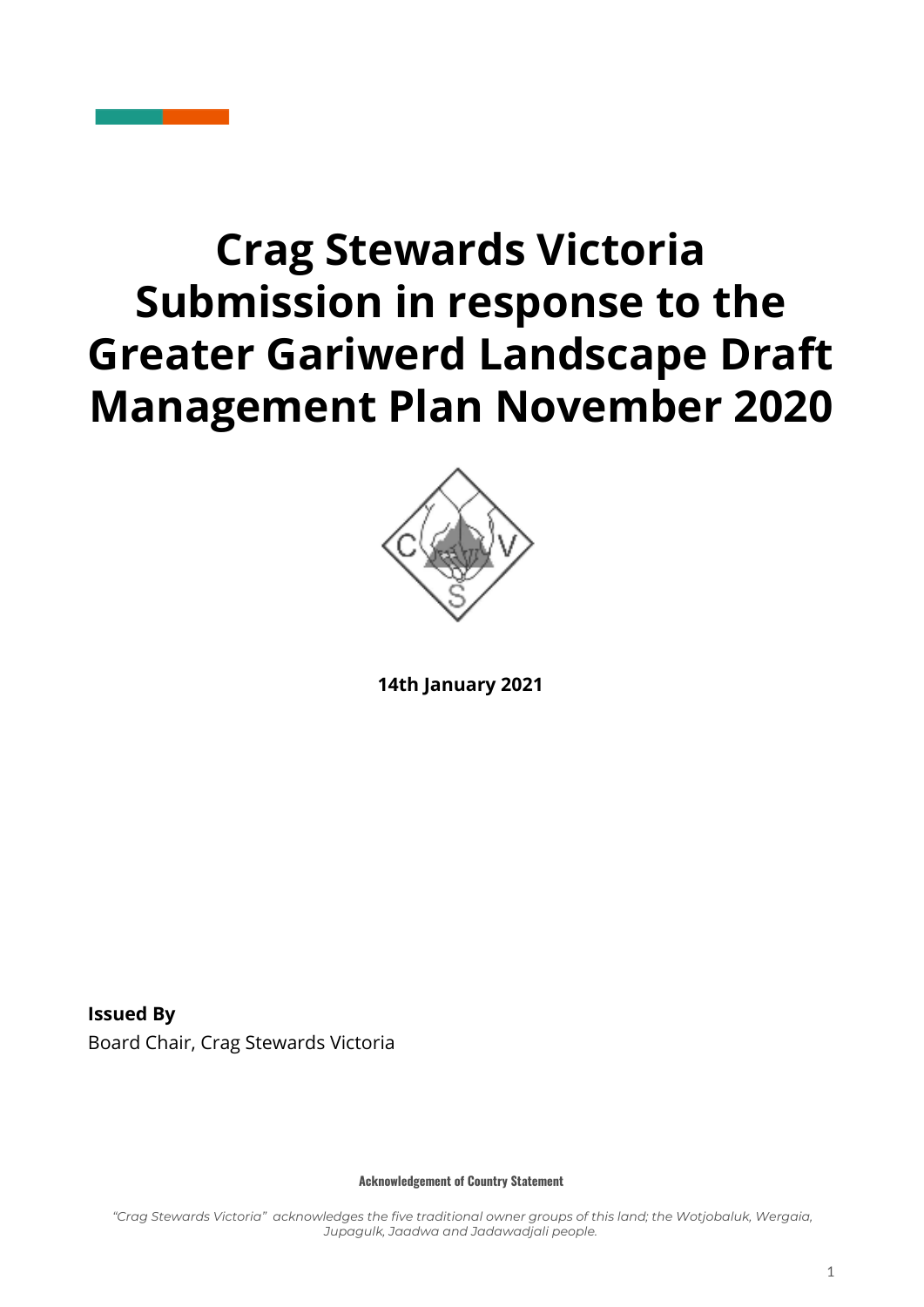# Crag Stewards Victoria Submission in response to the Greater Gariwerd Landscape Draft Management Plan November 2020

**14th January 2021**

**Issued By**

Board Chair, Crag Stewards Victoria

**Acknowledgement of Country Statement**

*"Crag Stewards Victoria" acknowledges the five traditional owner groups of this land; the Wotjobaluk, Wergaia, Jupagulk, Jaadwa and Jadawadjali people.*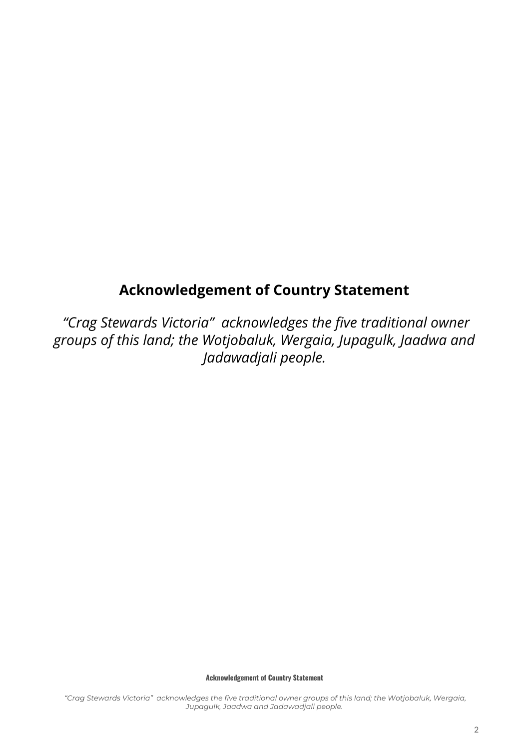## Acknowledgement of Country Statement

*"Crag Stewards Victoria" acknowledges the five traditional owner groups of this land; the Wotjobaluk, Wergaia, Jupagulk, Jaadwa and Jadawadjali people.*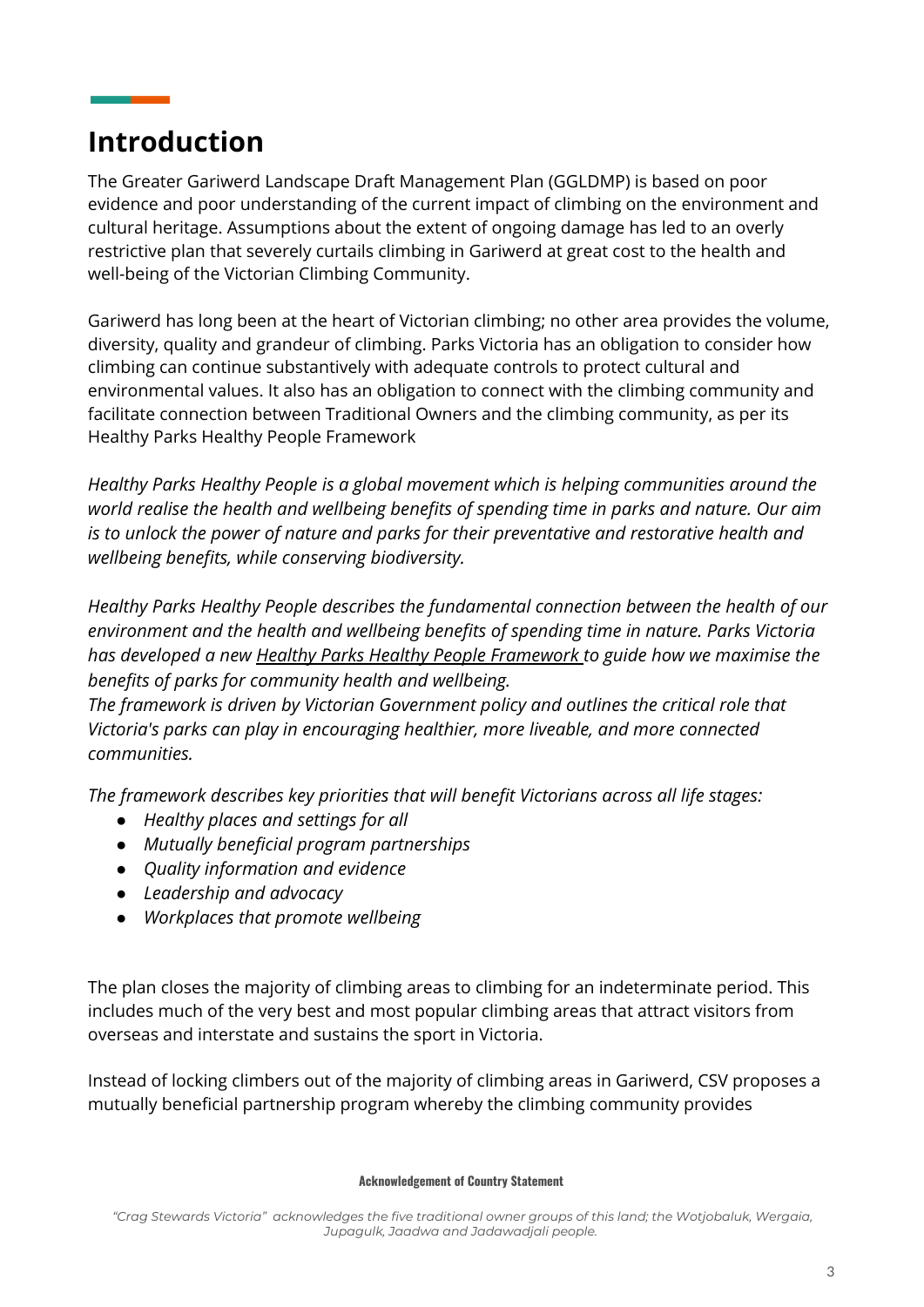# Introduction

The Greater Gariwerd Landscape Draft Management Plan (GGLDMP) is based on poor evidence and poor understanding of the current impact of climbing on the environment and cultural heritage. Assumptions about the extent of ongoing damage has led to an overly restrictive plan that severely curtails climbing in Gariwerd at great cost to the health and well-being of the Victorian Climbing Community.

Gariwerd has long been at the heart of Victorian climbing; no other area provides the volume, diversity, quality and grandeur of climbing. Parks Victoria has an obligation to consider how climbing can continue substantively with adequate controls to protect cultural and environmental values. It also has an obligation to connect with the climbing community and facilitate connection between Traditional Owners and the climbing community, as per its Healthy Parks Healthy People Framework

*Healthy Parks Healthy People is a global movement which is helping communities around the world realise the health and wellbeing benefits of spending time in parks and nature. Our aim is to unlock the power of nature and parks for their preventative and restorative health and wellbeing benefits, while conserving biodiversity.*

*Healthy Parks Healthy People describes the fundamental connection between the health of our environment and the health and wellbeing benefits of spending time in nature. Parks Victoria has developed a new Healthy Parks Healthy People Framework to guide how we maximise the benefits of parks for community health and wellbeing.*
*The framework is driven by Victorian Government policy and outlines the critical role that Victoria's parks can play in encouraging healthier, more liveable, and more connected communities.*

*The framework describes key priorities that will benefit Victorians across all life stages:*

- *Healthy places and settings for all*
- *Mutually beneficial program partnerships*
- *Quality information and evidence*
- *Leadership and advocacy*
- *Workplaces that promote wellbeing*

The plan closes the majority of climbing areas to climbing for an indeterminate period. This includes much of the very best and most popular climbing areas that attract visitors from overseas and interstate and sustains the sport in Victoria.

Instead of locking climbers out of the majority of climbing areas in Gariwerd, CSV proposes a mutually beneficial partnership program whereby the climbing community provides

**Acknowledgement of Country Statement**

*"Crag Stewards Victoria" acknowledges the five traditional owner groups of this land; the Wotjobaluk, Wergaia, Jupagulk, Jaadwa and Jadawadjali people.*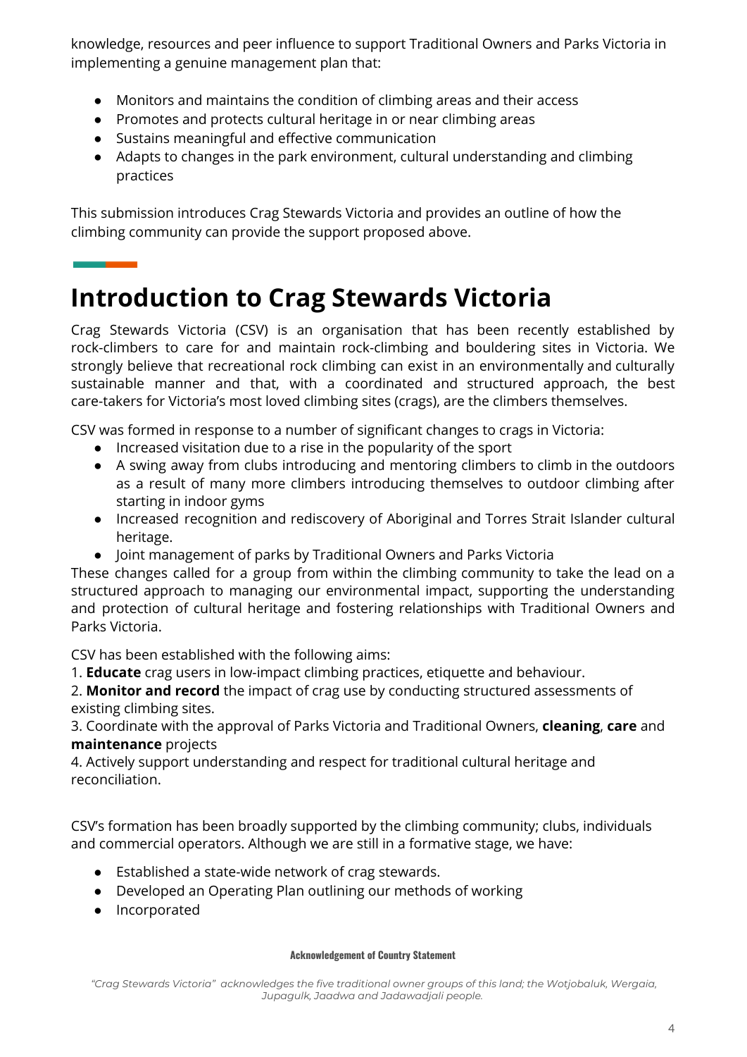knowledge, resources and peer influence to support Traditional Owners and Parks Victoria in implementing a genuine management plan that:

- Monitors and maintains the condition of climbing areas and their access
- Promotes and protects cultural heritage in or near climbing areas
- Sustains meaningful and effective communication
- Adapts to changes in the park environment, cultural understanding and climbing practices

This submission introduces Crag Stewards Victoria and provides an outline of how the climbing community can provide the support proposed above.

# Introduction to Crag Stewards Victoria

Crag Stewards Victoria (CSV) is an organisation that has been recently established by rock-climbers to care for and maintain rock-climbing and bouldering sites in Victoria. We strongly believe that recreational rock climbing can exist in an environmentally and culturally sustainable manner and that, with a coordinated and structured approach, the best care-takers for Victoria's most loved climbing sites (crags), are the climbers themselves.

CSV was formed in response to a number of significant changes to crags in Victoria:

- Increased visitation due to a rise in the popularity of the sport
- A swing away from clubs introducing and mentoring climbers to climb in the outdoors as a result of many more climbers introducing themselves to outdoor climbing after starting in indoor gyms
- Increased recognition and rediscovery of Aboriginal and Torres Strait Islander cultural heritage.
- Joint management of parks by Traditional Owners and Parks Victoria

These changes called for a group from within the climbing community to take the lead on a structured approach to managing our environmental impact, supporting the understanding and protection of cultural heritage and fostering relationships with Traditional Owners and Parks Victoria.

CSV has been established with the following aims:

1. **Educate** crag users in low-impact climbing practices, etiquette and behaviour.
2. **Monitor and record** the impact of crag use by conducting structured assessments of existing climbing sites.
3. Coordinate with the approval of Parks Victoria and Traditional Owners, **cleaning**, **care** and **maintenance** projects
4. Actively support understanding and respect for traditional cultural heritage and reconciliation.

CSV's formation has been broadly supported by the climbing community; clubs, individuals and commercial operators. Although we are still in a formative stage, we have:

- Established a state-wide network of crag stewards.
- Developed an Operating Plan outlining our methods of working
- Incorporated

**Acknowledgement of Country Statement**

*"Crag Stewards Victoria" acknowledges the five traditional owner groups of this land; the Wotjobaluk, Wergaia, Jupagulk, Jaadwa and Jadawadjali people.*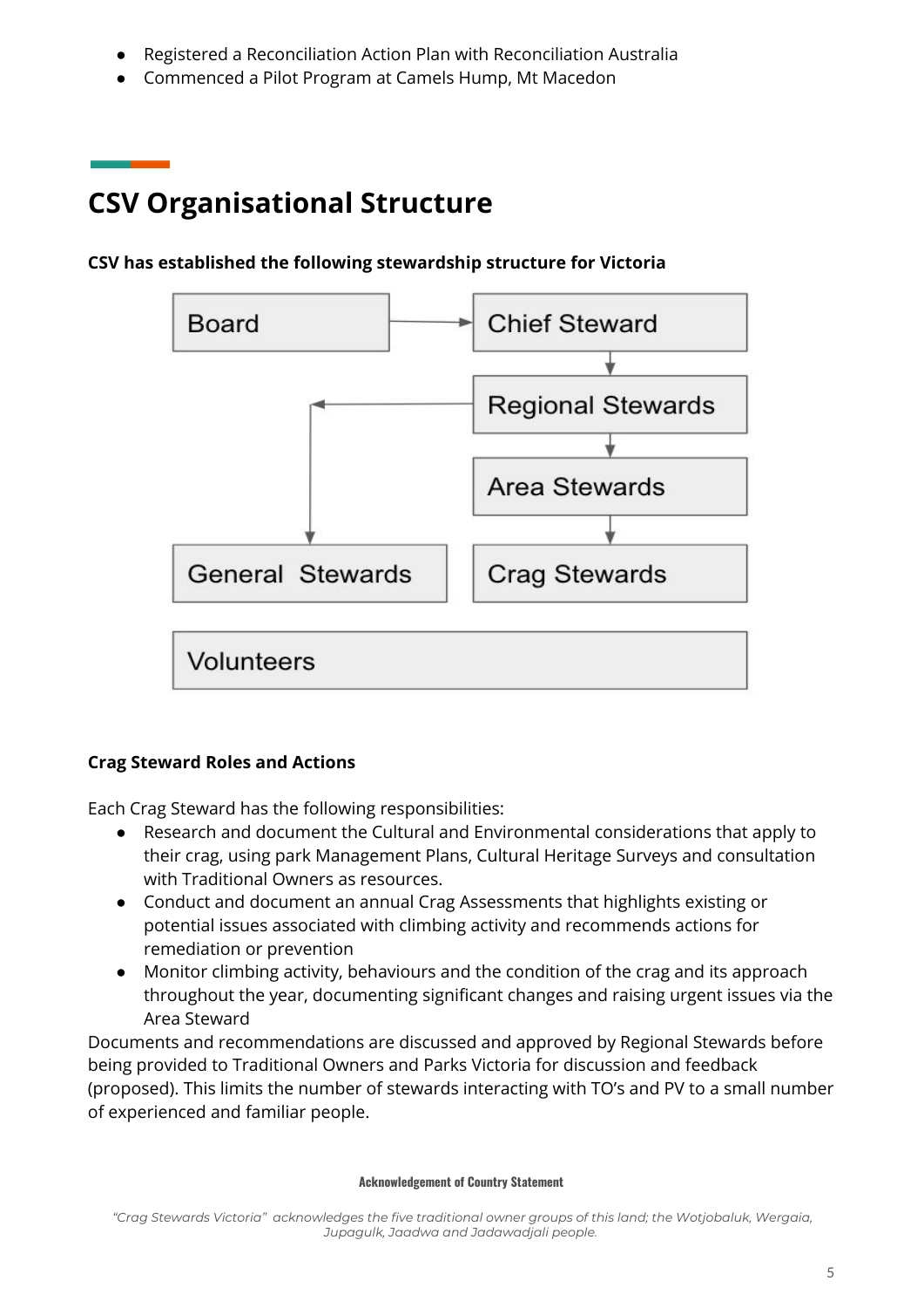- Registered a Reconciliation Action Plan with Reconciliation Australia
- Commenced a Pilot Program at Camels Hump, Mt Macedon

## CSV Organisational Structure

**CSV has established the following stewardship structure for Victoria**

- Board → Chief Steward
- Chief Steward → Regional Stewards
- Regional Stewards → Area Stewards
- Regional Stewards → General Stewards
- Area Stewards → Crag Stewards
- Volunteers

**Crag Steward Roles and Actions**

Each Crag Steward has the following responsibilities:

- Research and document the Cultural and Environmental considerations that apply to their crag, using park Management Plans, Cultural Heritage Surveys and consultation with Traditional Owners as resources.
- Conduct and document an annual Crag Assessments that highlights existing or potential issues associated with climbing activity and recommends actions for remediation or prevention
- Monitor climbing activity, behaviours and the condition of the crag and its approach throughout the year, documenting significant changes and raising urgent issues via the Area Steward

Documents and recommendations are discussed and approved by Regional Stewards before being provided to Traditional Owners and Parks Victoria for discussion and feedback (proposed). This limits the number of stewards interacting with TO's and PV to a small number of experienced and familiar people.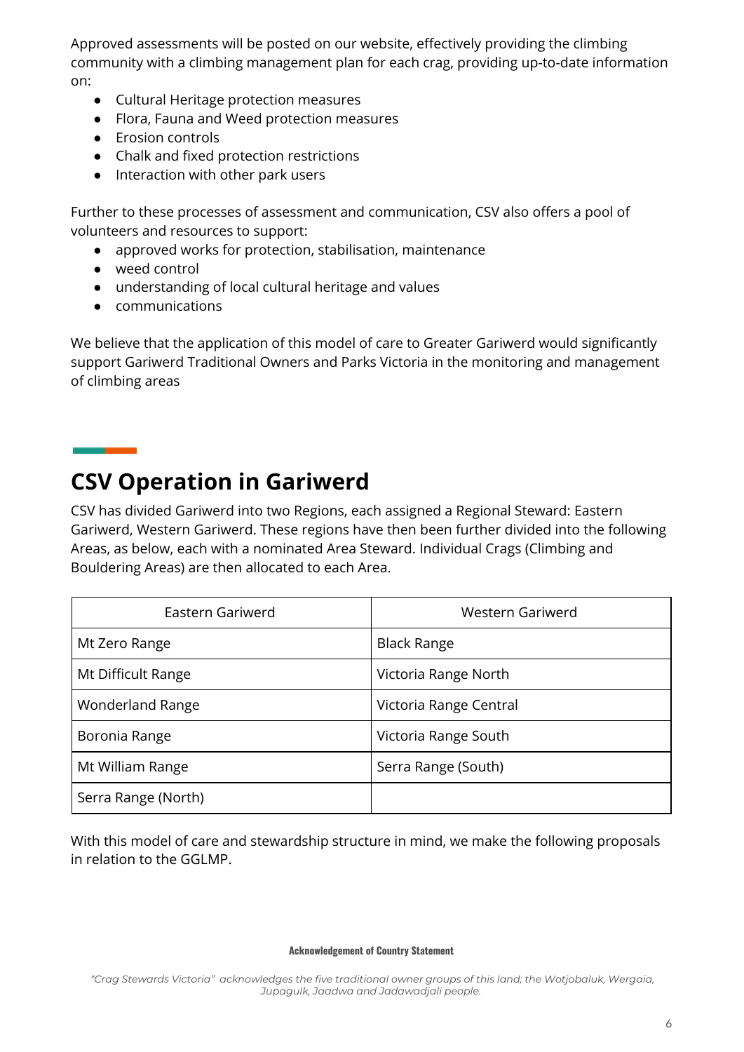Approved assessments will be posted on our website, effectively providing the climbing community with a climbing management plan for each crag, providing up-to-date information on:

- Cultural Heritage protection measures
- Flora, Fauna and Weed protection measures
- Erosion controls
- Chalk and fixed protection restrictions
- Interaction with other park users

Further to these processes of assessment and communication, CSV also offers a pool of volunteers and resources to support:

- approved works for protection, stabilisation, maintenance
- weed control
- understanding of local cultural heritage and values
- communications

We believe that the application of this model of care to Greater Gariwerd would significantly support Gariwerd Traditional Owners and Parks Victoria in the monitoring and management of climbing areas

## CSV Operation in Gariwerd

CSV has divided Gariwerd into two Regions, each assigned a Regional Steward: Eastern Gariwerd, Western Gariwerd. These regions have then been further divided into the following Areas, as below, each with a nominated Area Steward. Individual Crags (Climbing and Bouldering Areas) are then allocated to each Area.

| Eastern Gariwerd | Western Gariwerd |
|---|---|
| Mt Zero Range | Black Range |
| Mt Difficult Range | Victoria Range North |
| Wonderland Range | Victoria Range Central |
| Boronia Range | Victoria Range South |
| Mt William Range | Serra Range (South) |
| Serra Range (North) | |

With this model of care and stewardship structure in mind, we make the following proposals in relation to the GGLMP.

**Acknowledgement of Country Statement**

*"Crag Stewards Victoria" acknowledges the five traditional owner groups of this land; the Wotjobaluk, Wergaia, Jupagulk, Jaadwa and Jadawadjali people.*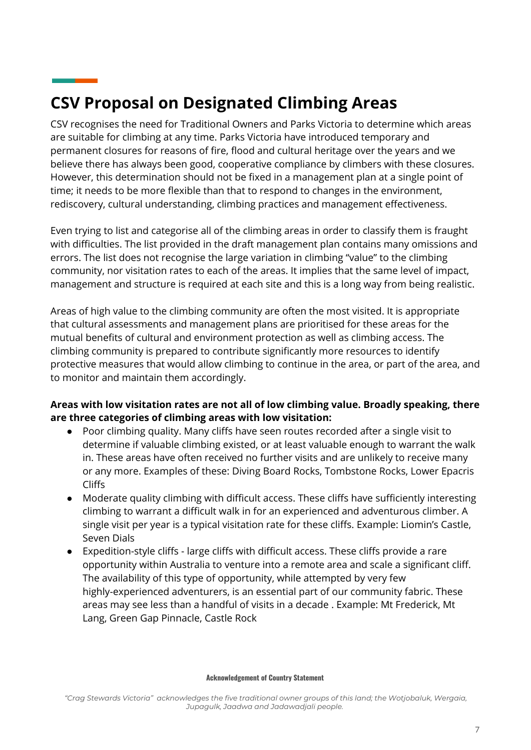# CSV Proposal on Designated Climbing Areas

CSV recognises the need for Traditional Owners and Parks Victoria to determine which areas are suitable for climbing at any time. Parks Victoria have introduced temporary and permanent closures for reasons of fire, flood and cultural heritage over the years and we believe there has always been good, cooperative compliance by climbers with these closures. However, this determination should not be fixed in a management plan at a single point of time; it needs to be more flexible than that to respond to changes in the environment, rediscovery, cultural understanding, climbing practices and management effectiveness.

Even trying to list and categorise all of the climbing areas in order to classify them is fraught with difficulties. The list provided in the draft management plan contains many omissions and errors. The list does not recognise the large variation in climbing "value" to the climbing community, nor visitation rates to each of the areas. It implies that the same level of impact, management and structure is required at each site and this is a long way from being realistic.

Areas of high value to the climbing community are often the most visited. It is appropriate that cultural assessments and management plans are prioritised for these areas for the mutual benefits of cultural and environment protection as well as climbing access. The climbing community is prepared to contribute significantly more resources to identify protective measures that would allow climbing to continue in the area, or part of the area, and to monitor and maintain them accordingly.

**Areas with low visitation rates are not all of low climbing value. Broadly speaking, there are three categories of climbing areas with low visitation:**

- Poor climbing quality. Many cliffs have seen routes recorded after a single visit to determine if valuable climbing existed, or at least valuable enough to warrant the walk in. These areas have often received no further visits and are unlikely to receive many or any more. Examples of these: Diving Board Rocks, Tombstone Rocks, Lower Epacris Cliffs
- Moderate quality climbing with difficult access. These cliffs have sufficiently interesting climbing to warrant a difficult walk in for an experienced and adventurous climber. A single visit per year is a typical visitation rate for these cliffs. Example: Liomin's Castle, Seven Dials
- Expedition-style cliffs - large cliffs with difficult access. These cliffs provide a rare opportunity within Australia to venture into a remote area and scale a significant cliff. The availability of this type of opportunity, while attempted by very few highly-experienced adventurers, is an essential part of our community fabric. These areas may see less than a handful of visits in a decade . Example: Mt Frederick, Mt Lang, Green Gap Pinnacle, Castle Rock

**Acknowledgement of Country Statement**

*"Crag Stewards Victoria" acknowledges the five traditional owner groups of this land; the Wotjobaluk, Wergaia, Jupagulk, Jaadwa and Jadawadjali people.*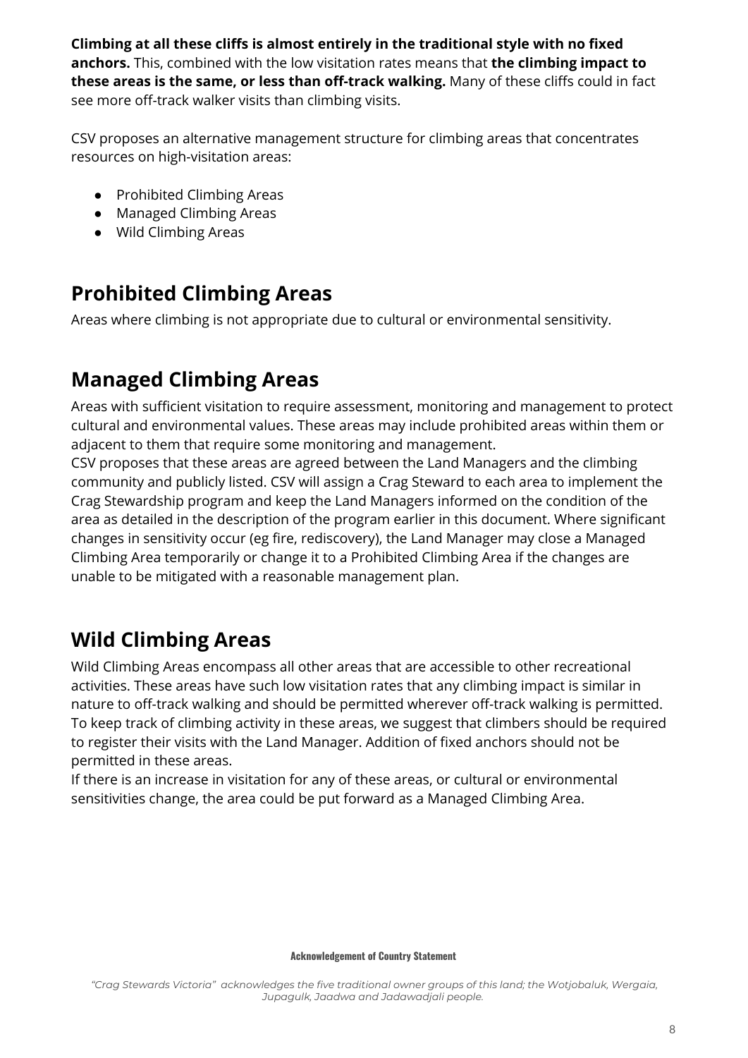**Climbing at all these cliffs is almost entirely in the traditional style with no fixed anchors.** This, combined with the low visitation rates means that **the climbing impact to these areas is the same, or less than off-track walking.** Many of these cliffs could in fact see more off-track walker visits than climbing visits.

CSV proposes an alternative management structure for climbing areas that concentrates resources on high-visitation areas:

- Prohibited Climbing Areas
- Managed Climbing Areas
- Wild Climbing Areas

## Prohibited Climbing Areas

Areas where climbing is not appropriate due to cultural or environmental sensitivity.

## Managed Climbing Areas

Areas with sufficient visitation to require assessment, monitoring and management to protect cultural and environmental values. These areas may include prohibited areas within them or adjacent to them that require some monitoring and management.

CSV proposes that these areas are agreed between the Land Managers and the climbing community and publicly listed. CSV will assign a Crag Steward to each area to implement the Crag Stewardship program and keep the Land Managers informed on the condition of the area as detailed in the description of the program earlier in this document. Where significant changes in sensitivity occur (eg fire, rediscovery), the Land Manager may close a Managed Climbing Area temporarily or change it to a Prohibited Climbing Area if the changes are unable to be mitigated with a reasonable management plan.

## Wild Climbing Areas

Wild Climbing Areas encompass all other areas that are accessible to other recreational activities. These areas have such low visitation rates that any climbing impact is similar in nature to off-track walking and should be permitted wherever off-track walking is permitted. To keep track of climbing activity in these areas, we suggest that climbers should be required to register their visits with the Land Manager. Addition of fixed anchors should not be permitted in these areas.

If there is an increase in visitation for any of these areas, or cultural or environmental sensitivities change, the area could be put forward as a Managed Climbing Area.

**Acknowledgement of Country Statement**

*"Crag Stewards Victoria" acknowledges the five traditional owner groups of this land; the Wotjobaluk, Wergaia, Jupagulk, Jaadwa and Jadawadjali people.*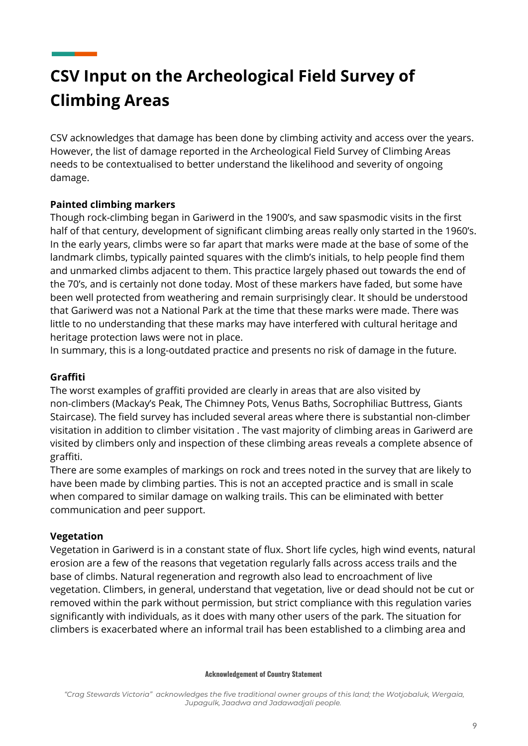# CSV Input on the Archeological Field Survey of Climbing Areas

CSV acknowledges that damage has been done by climbing activity and access over the years. However, the list of damage reported in the Archeological Field Survey of Climbing Areas needs to be contextualised to better understand the likelihood and severity of ongoing damage.

**Painted climbing markers**

Though rock-climbing began in Gariwerd in the 1900's, and saw spasmodic visits in the first half of that century, development of significant climbing areas really only started in the 1960's. In the early years, climbs were so far apart that marks were made at the base of some of the landmark climbs, typically painted squares with the climb's initials, to help people find them and unmarked climbs adjacent to them. This practice largely phased out towards the end of the 70's, and is certainly not done today. Most of these markers have faded, but some have been well protected from weathering and remain surprisingly clear. It should be understood that Gariwerd was not a National Park at the time that these marks were made. There was little to no understanding that these marks may have interfered with cultural heritage and heritage protection laws were not in place.

In summary, this is a long-outdated practice and presents no risk of damage in the future.

**Graffiti**

The worst examples of graffiti provided are clearly in areas that are also visited by non-climbers (Mackay's Peak, The Chimney Pots, Venus Baths, Socrophiliac Buttress, Giants Staircase). The field survey has included several areas where there is substantial non-climber visitation in addition to climber visitation . The vast majority of climbing areas in Gariwerd are visited by climbers only and inspection of these climbing areas reveals a complete absence of graffiti.

There are some examples of markings on rock and trees noted in the survey that are likely to have been made by climbing parties. This is not an accepted practice and is small in scale when compared to similar damage on walking trails. This can be eliminated with better communication and peer support.

**Vegetation**

Vegetation in Gariwerd is in a constant state of flux. Short life cycles, high wind events, natural erosion are a few of the reasons that vegetation regularly falls across access trails and the base of climbs. Natural regeneration and regrowth also lead to encroachment of live vegetation. Climbers, in general, understand that vegetation, live or dead should not be cut or removed within the park without permission, but strict compliance with this regulation varies significantly with individuals, as it does with many other users of the park. The situation for climbers is exacerbated where an informal trail has been established to a climbing area and

**Acknowledgement of Country Statement**

*"Crag Stewards Victoria" acknowledges the five traditional owner groups of this land; the Wotjobaluk, Wergaia, Jupagulk, Jaadwa and Jadawadjali people.*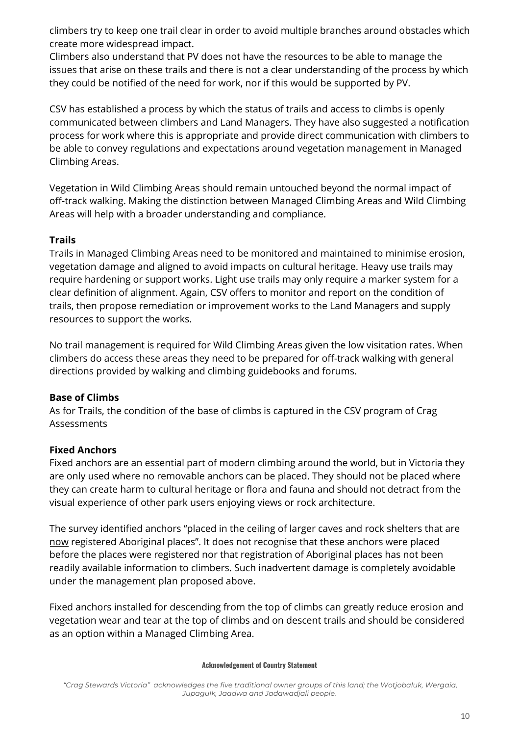climbers try to keep one trail clear in order to avoid multiple branches around obstacles which create more widespread impact.
Climbers also understand that PV does not have the resources to be able to manage the issues that arise on these trails and there is not a clear understanding of the process by which they could be notified of the need for work, nor if this would be supported by PV.

CSV has established a process by which the status of trails and access to climbs is openly communicated between climbers and Land Managers. They have also suggested a notification process for work where this is appropriate and provide direct communication with climbers to be able to convey regulations and expectations around vegetation management in Managed Climbing Areas.

Vegetation in Wild Climbing Areas should remain untouched beyond the normal impact of off-track walking. Making the distinction between Managed Climbing Areas and Wild Climbing Areas will help with a broader understanding and compliance.

**Trails**
Trails in Managed Climbing Areas need to be monitored and maintained to minimise erosion, vegetation damage and aligned to avoid impacts on cultural heritage. Heavy use trails may require hardening or support works. Light use trails may only require a marker system for a clear definition of alignment. Again, CSV offers to monitor and report on the condition of trails, then propose remediation or improvement works to the Land Managers and supply resources to support the works.

No trail management is required for Wild Climbing Areas given the low visitation rates. When climbers do access these areas they need to be prepared for off-track walking with general directions provided by walking and climbing guidebooks and forums.

**Base of Climbs**
As for Trails, the condition of the base of climbs is captured in the CSV program of Crag Assessments

**Fixed Anchors**
Fixed anchors are an essential part of modern climbing around the world, but in Victoria they are only used where no removable anchors can be placed. They should not be placed where they can create harm to cultural heritage or flora and fauna and should not detract from the visual experience of other park users enjoying views or rock architecture.

The survey identified anchors "placed in the ceiling of larger caves and rock shelters that are now registered Aboriginal places". It does not recognise that these anchors were placed before the places were registered nor that registration of Aboriginal places has not been readily available information to climbers. Such inadvertent damage is completely avoidable under the management plan proposed above.

Fixed anchors installed for descending from the top of climbs can greatly reduce erosion and vegetation wear and tear at the top of climbs and on descent trails and should be considered as an option within a Managed Climbing Area.

**Acknowledgement of Country Statement**

*"Crag Stewards Victoria" acknowledges the five traditional owner groups of this land; the Wotjobaluk, Wergaia, Jupagulk, Jaadwa and Jadawadjali people.*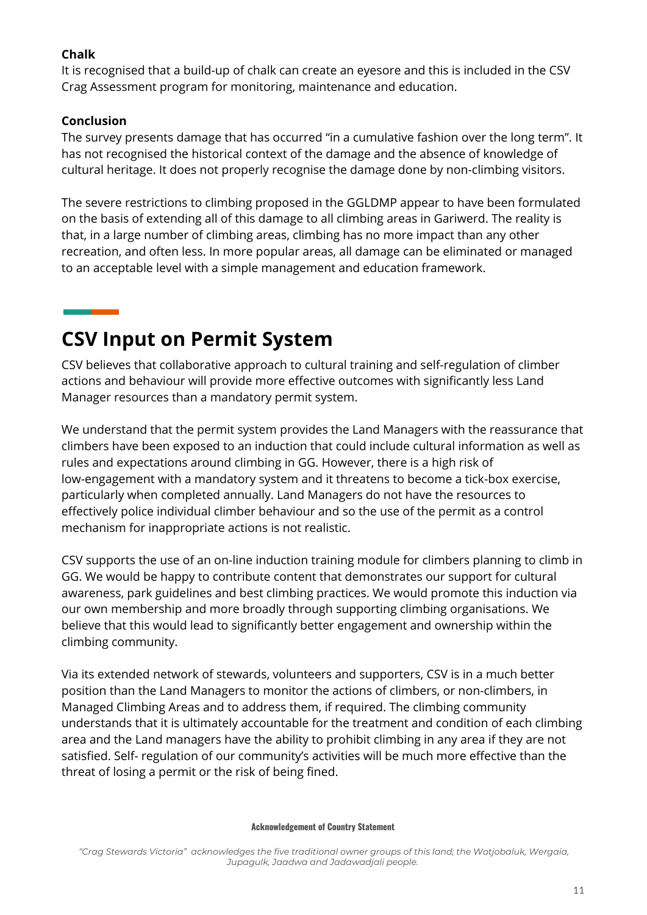**Chalk**

It is recognised that a build-up of chalk can create an eyesore and this is included in the CSV Crag Assessment program for monitoring, maintenance and education.

**Conclusion**

The survey presents damage that has occurred “in a cumulative fashion over the long term”. It has not recognised the historical context of the damage and the absence of knowledge of cultural heritage. It does not properly recognise the damage done by non-climbing visitors.

The severe restrictions to climbing proposed in the GGLDMP appear to have been formulated on the basis of extending all of this damage to all climbing areas in Gariwerd. The reality is that, in a large number of climbing areas, climbing has no more impact than any other recreation, and often less. In more popular areas, all damage can be eliminated or managed to an acceptable level with a simple management and education framework.

# CSV Input on Permit System

CSV believes that collaborative approach to cultural training and self-regulation of climber actions and behaviour will provide more effective outcomes with significantly less Land Manager resources than a mandatory permit system.

We understand that the permit system provides the Land Managers with the reassurance that climbers have been exposed to an induction that could include cultural information as well as rules and expectations around climbing in GG. However, there is a high risk of low-engagement with a mandatory system and it threatens to become a tick-box exercise, particularly when completed annually. Land Managers do not have the resources to effectively police individual climber behaviour and so the use of the permit as a control mechanism for inappropriate actions is not realistic.

CSV supports the use of an on-line induction training module for climbers planning to climb in GG. We would be happy to contribute content that demonstrates our support for cultural awareness, park guidelines and best climbing practices. We would promote this induction via our own membership and more broadly through supporting climbing organisations. We believe that this would lead to significantly better engagement and ownership within the climbing community.

Via its extended network of stewards, volunteers and supporters, CSV is in a much better position than the Land Managers to monitor the actions of climbers, or non-climbers, in Managed Climbing Areas and to address them, if required. The climbing community understands that it is ultimately accountable for the treatment and condition of each climbing area and the Land managers have the ability to prohibit climbing in any area if they are not satisfied. Self- regulation of our community’s activities will be much more effective than the threat of losing a permit or the risk of being fined.

**Acknowledgement of Country Statement**

*“Crag Stewards Victoria” acknowledges the five traditional owner groups of this land; the Wotjobaluk, Wergaia, Jupagulk, Jaadwa and Jadawadjali people.*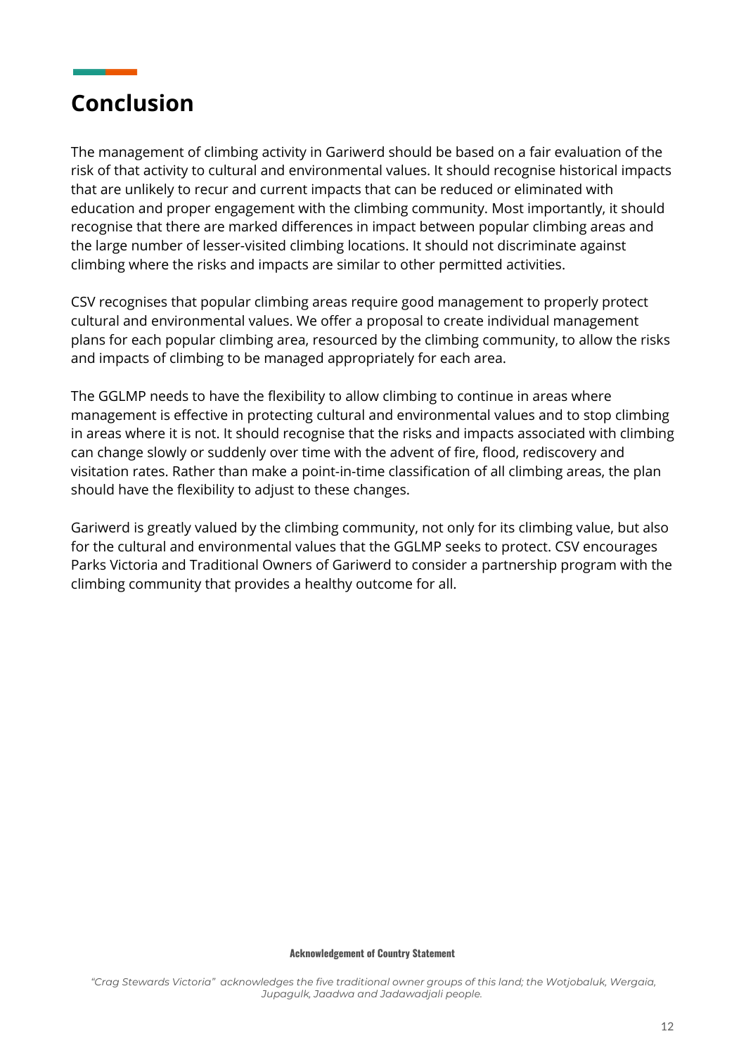# Conclusion

The management of climbing activity in Gariwerd should be based on a fair evaluation of the risk of that activity to cultural and environmental values. It should recognise historical impacts that are unlikely to recur and current impacts that can be reduced or eliminated with education and proper engagement with the climbing community. Most importantly, it should recognise that there are marked differences in impact between popular climbing areas and the large number of lesser-visited climbing locations. It should not discriminate against climbing where the risks and impacts are similar to other permitted activities.

CSV recognises that popular climbing areas require good management to properly protect cultural and environmental values. We offer a proposal to create individual management plans for each popular climbing area, resourced by the climbing community, to allow the risks and impacts of climbing to be managed appropriately for each area.

The GGLMP needs to have the flexibility to allow climbing to continue in areas where management is effective in protecting cultural and environmental values and to stop climbing in areas where it is not. It should recognise that the risks and impacts associated with climbing can change slowly or suddenly over time with the advent of fire, flood, rediscovery and visitation rates. Rather than make a point-in-time classification of all climbing areas, the plan should have the flexibility to adjust to these changes.

Gariwerd is greatly valued by the climbing community, not only for its climbing value, but also for the cultural and environmental values that the GGLMP seeks to protect. CSV encourages Parks Victoria and Traditional Owners of Gariwerd to consider a partnership program with the climbing community that provides a healthy outcome for all.

**Acknowledgement of Country Statement**

*"Crag Stewards Victoria" acknowledges the five traditional owner groups of this land; the Wotjobaluk, Wergaia, Jupagulk, Jaadwa and Jadawadjali people.*